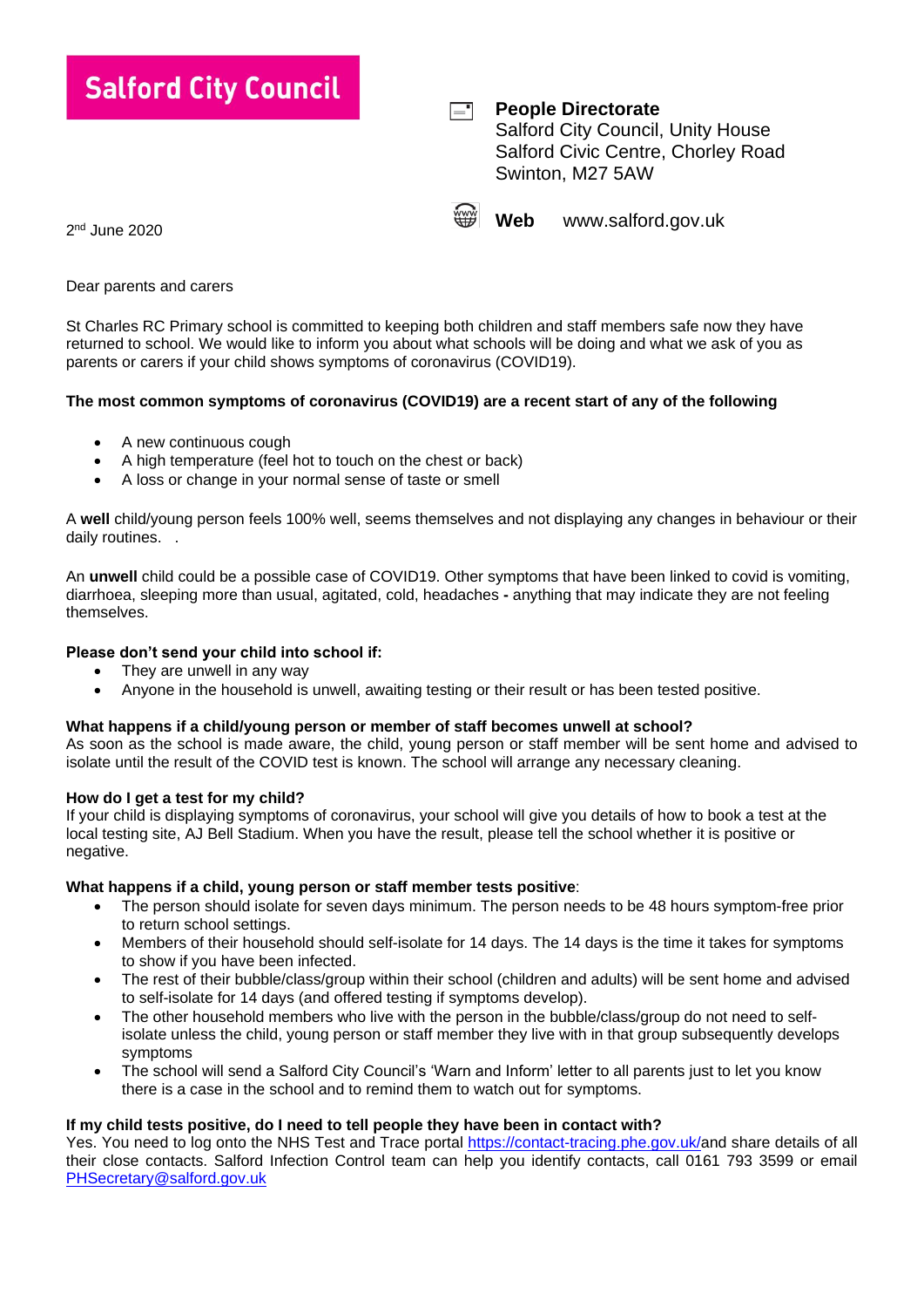**Salford City Council**

**People Directorate**
Salford City Council, Unity House
Salford Civic Centre, Chorley Road
Swinton, M27 5AW

**Web** www.salford.gov.uk

2nd June 2020

Dear parents and carers

St Charles RC Primary school is committed to keeping both children and staff members safe now they have returned to school. We would like to inform you about what schools will be doing and what we ask of you as parents or carers if your child shows symptoms of coronavirus (COVID19).

**The most common symptoms of coronavirus (COVID19) are a recent start of any of the following**

- A new continuous cough
- A high temperature (feel hot to touch on the chest or back)
- A loss or change in your normal sense of taste or smell

A **well** child/young person feels 100% well, seems themselves and not displaying any changes in behaviour or their daily routines. .

An **unwell** child could be a possible case of COVID19. Other symptoms that have been linked to covid is vomiting, diarrhoea, sleeping more than usual, agitated, cold, headaches **-** anything that may indicate they are not feeling themselves.

**Please don't send your child into school if:**

- They are unwell in any way
- Anyone in the household is unwell, awaiting testing or their result or has been tested positive.

**What happens if a child/young person or member of staff becomes unwell at school?**
As soon as the school is made aware, the child, young person or staff member will be sent home and advised to isolate until the result of the COVID test is known. The school will arrange any necessary cleaning.

**How do I get a test for my child?**
If your child is displaying symptoms of coronavirus, your school will give you details of how to book a test at the local testing site, AJ Bell Stadium. When you have the result, please tell the school whether it is positive or negative.

**What happens if a child, young person or staff member tests positive**:

- The person should isolate for seven days minimum. The person needs to be 48 hours symptom-free prior to return school settings.
- Members of their household should self-isolate for 14 days. The 14 days is the time it takes for symptoms to show if you have been infected.
- The rest of their bubble/class/group within their school (children and adults) will be sent home and advised to self-isolate for 14 days (and offered testing if symptoms develop).
- The other household members who live with the person in the bubble/class/group do not need to self-isolate unless the child, young person or staff member they live with in that group subsequently develops symptoms
- The school will send a Salford City Council's 'Warn and Inform' letter to all parents just to let you know there is a case in the school and to remind them to watch out for symptoms.

**If my child tests positive, do I need to tell people they have been in contact with?**
Yes. You need to log onto the NHS Test and Trace portal https://contact-tracing.phe.gov.uk/and share details of all their close contacts. Salford Infection Control team can help you identify contacts, call 0161 793 3599 or email PHSecretary@salford.gov.uk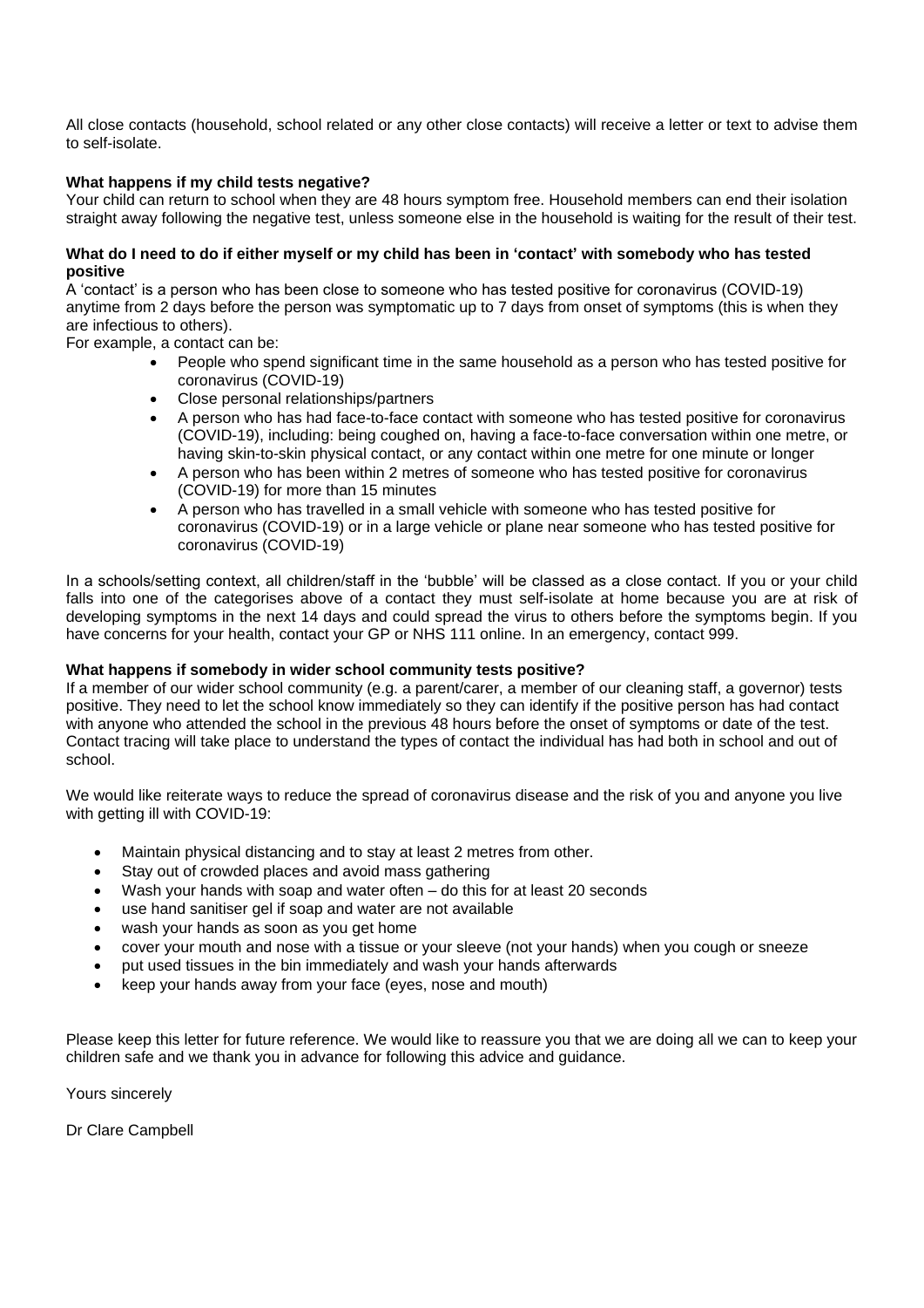All close contacts (household, school related or any other close contacts) will receive a letter or text to advise them to self-isolate.

**What happens if my child tests negative?**

Your child can return to school when they are 48 hours symptom free. Household members can end their isolation straight away following the negative test, unless someone else in the household is waiting for the result of their test.

**What do I need to do if either myself or my child has been in 'contact' with somebody who has tested positive**

A 'contact' is a person who has been close to someone who has tested positive for coronavirus (COVID-19) anytime from 2 days before the person was symptomatic up to 7 days from onset of symptoms (this is when they are infectious to others).

For example, a contact can be:

- People who spend significant time in the same household as a person who has tested positive for coronavirus (COVID-19)
- Close personal relationships/partners
- A person who has had face-to-face contact with someone who has tested positive for coronavirus (COVID-19), including: being coughed on, having a face-to-face conversation within one metre, or having skin-to-skin physical contact, or any contact within one metre for one minute or longer
- A person who has been within 2 metres of someone who has tested positive for coronavirus (COVID-19) for more than 15 minutes
- A person who has travelled in a small vehicle with someone who has tested positive for coronavirus (COVID-19) or in a large vehicle or plane near someone who has tested positive for coronavirus (COVID-19)

In a schools/setting context, all children/staff in the 'bubble' will be classed as a close contact. If you or your child falls into one of the categorises above of a contact they must self-isolate at home because you are at risk of developing symptoms in the next 14 days and could spread the virus to others before the symptoms begin. If you have concerns for your health, contact your GP or NHS 111 online. In an emergency, contact 999.

**What happens if somebody in wider school community tests positive?**

If a member of our wider school community (e.g. a parent/carer, a member of our cleaning staff, a governor) tests positive. They need to let the school know immediately so they can identify if the positive person has had contact with anyone who attended the school in the previous 48 hours before the onset of symptoms or date of the test. Contact tracing will take place to understand the types of contact the individual has had both in school and out of school.

We would like reiterate ways to reduce the spread of coronavirus disease and the risk of you and anyone you live with getting ill with COVID-19:

- Maintain physical distancing and to stay at least 2 metres from other.
- Stay out of crowded places and avoid mass gathering
- Wash your hands with soap and water often – do this for at least 20 seconds
- use hand sanitiser gel if soap and water are not available
- wash your hands as soon as you get home
- cover your mouth and nose with a tissue or your sleeve (not your hands) when you cough or sneeze
- put used tissues in the bin immediately and wash your hands afterwards
- keep your hands away from your face (eyes, nose and mouth)

Please keep this letter for future reference. We would like to reassure you that we are doing all we can to keep your children safe and we thank you in advance for following this advice and guidance.

Yours sincerely

Dr Clare Campbell